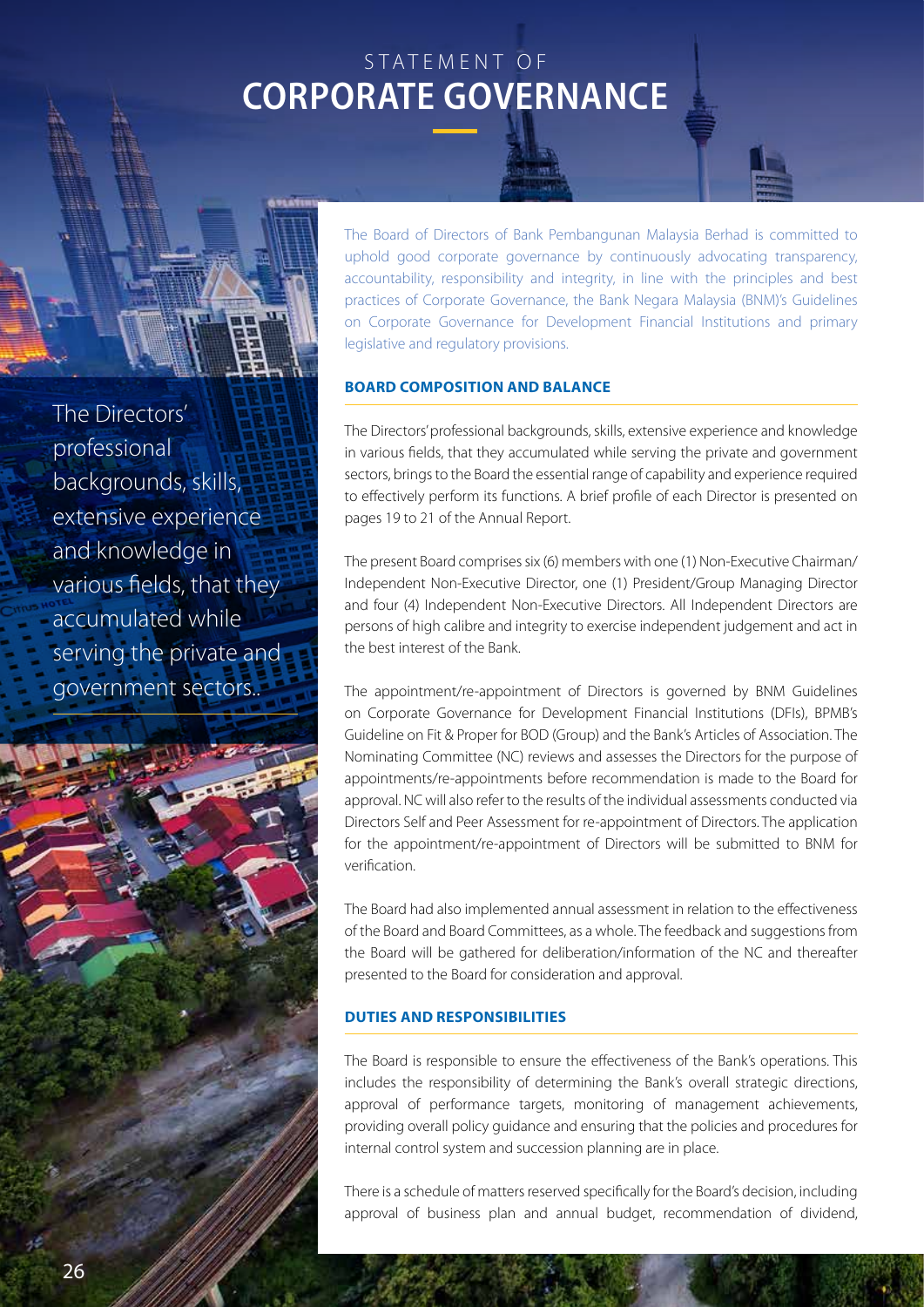# STATEMENT OF CORPORATE GOVERNANCE

The Directors' professional backgrounds, skills, extensive experience and knowledge in various fields, that they accumulated while serving the private and government sectors..

The Board of Directors of Bank Pembangunan Malaysia Berhad is committed to uphold good corporate governance by continuously advocating transparency, accountability, responsibility and integrity, in line with the principles and best practices of Corporate Governance, the Bank Negara Malaysia (BNM)'s Guidelines on Corporate Governance for Development Financial Institutions and primary legislative and regulatory provisions.

## BOARD COMPOSITION AND BALANCE

The Directors' professional backgrounds, skills, extensive experience and knowledge in various fields, that they accumulated while serving the private and government sectors, brings to the Board the essential range of capability and experience required to effectively perform its functions. A brief profile of each Director is presented on pages 19 to 21 of the Annual Report.

The present Board comprises six (6) members with one (1) Non-Executive Chairman/ Independent Non-Executive Director, one (1) President/Group Managing Director and four (4) Independent Non-Executive Directors. All Independent Directors are persons of high calibre and integrity to exercise independent judgement and act in the best interest of the Bank.

The appointment/re-appointment of Directors is governed by BNM Guidelines on Corporate Governance for Development Financial Institutions (DFIs), BPMB's Guideline on Fit & Proper for BOD (Group) and the Bank's Articles of Association. The Nominating Committee (NC) reviews and assesses the Directors for the purpose of appointments/re-appointments before recommendation is made to the Board for approval. NC will also refer to the results of the individual assessments conducted via Directors Self and Peer Assessment for re-appointment of Directors. The application for the appointment/re-appointment of Directors will be submitted to BNM for verification.

The Board had also implemented annual assessment in relation to the effectiveness of the Board and Board Committees, as a whole. The feedback and suggestions from the Board will be gathered for deliberation/information of the NC and thereafter presented to the Board for consideration and approval.

## DUTIES AND RESPONSIBILITIES

The Board is responsible to ensure the effectiveness of the Bank's operations. This includes the responsibility of determining the Bank's overall strategic directions, approval of performance targets, monitoring of management achievements, providing overall policy guidance and ensuring that the policies and procedures for internal control system and succession planning are in place.

There is a schedule of matters reserved specifically for the Board's decision, including approval of business plan and annual budget, recommendation of dividend,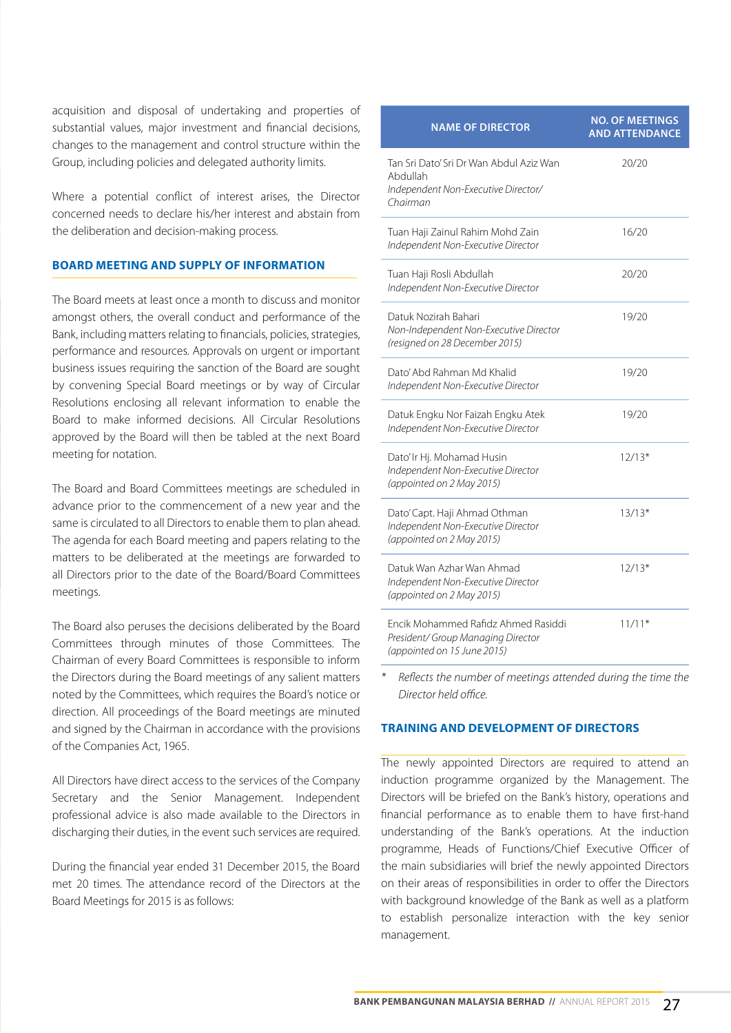acquisition and disposal of undertaking and properties of substantial values, major investment and financial decisions, changes to the management and control structure within the Group, including policies and delegated authority limits.

Where a potential conflict of interest arises, the Director concerned needs to declare his/her interest and abstain from the deliberation and decision-making process.

## BOARD MEETING AND SUPPLY OF INFORMATION

The Board meets at least once a month to discuss and monitor amongst others, the overall conduct and performance of the Bank, including matters relating to financials, policies, strategies, performance and resources. Approvals on urgent or important business issues requiring the sanction of the Board are sought by convening Special Board meetings or by way of Circular Resolutions enclosing all relevant information to enable the Board to make informed decisions. All Circular Resolutions approved by the Board will then be tabled at the next Board meeting for notation.

The Board and Board Committees meetings are scheduled in advance prior to the commencement of a new year and the same is circulated to all Directors to enable them to plan ahead. The agenda for each Board meeting and papers relating to the matters to be deliberated at the meetings are forwarded to all Directors prior to the date of the Board/Board Committees meetings.

The Board also peruses the decisions deliberated by the Board Committees through minutes of those Committees. The Chairman of every Board Committees is responsible to inform the Directors during the Board meetings of any salient matters noted by the Committees, which requires the Board's notice or direction. All proceedings of the Board meetings are minuted and signed by the Chairman in accordance with the provisions of the Companies Act, 1965.

All Directors have direct access to the services of the Company Secretary and the Senior Management. Independent professional advice is also made available to the Directors in discharging their duties, in the event such services are required.

During the financial year ended 31 December 2015, the Board met 20 times. The attendance record of the Directors at the Board Meetings for 2015 is as follows:

| NAME OF DIRECTOR | NO. OF MEETINGS AND ATTENDANCE |
|---|---|
| Tan Sri Dato' Sri Dr Wan Abdul Aziz Wan Abdullah<br>*Independent Non-Executive Director/ Chairman* | 20/20 |
| Tuan Haji Zainul Rahim Mohd Zain<br>*Independent Non-Executive Director* | 16/20 |
| Tuan Haji Rosli Abdullah<br>*Independent Non-Executive Director* | 20/20 |
| Datuk Nozirah Bahari<br>*Non-Independent Non-Executive Director (resigned on 28 December 2015)* | 19/20 |
| Dato' Abd Rahman Md Khalid<br>*Independent Non-Executive Director* | 19/20 |
| Datuk Engku Nor Faizah Engku Atek<br>*Independent Non-Executive Director* | 19/20 |
| Dato' Ir Hj. Mohamad Husin<br>*Independent Non-Executive Director (appointed on 2 May 2015)* | 12/13* |
| Dato' Capt. Haji Ahmad Othman<br>*Independent Non-Executive Director (appointed on 2 May 2015)* | 13/13* |
| Datuk Wan Azhar Wan Ahmad<br>*Independent Non-Executive Director (appointed on 2 May 2015)* | 12/13* |
| Encik Mohammed Rafidz Ahmed Rasiddi<br>*President/ Group Managing Director (appointed on 15 June 2015)* | 11/11* |

\* *Reflects the number of meetings attended during the time the Director held office.*

## TRAINING AND DEVELOPMENT OF DIRECTORS

The newly appointed Directors are required to attend an induction programme organized by the Management. The Directors will be briefed on the Bank's history, operations and financial performance as to enable them to have first-hand understanding of the Bank's operations. At the induction programme, Heads of Functions/Chief Executive Officer of the main subsidiaries will brief the newly appointed Directors on their areas of responsibilities in order to offer the Directors with background knowledge of the Bank as well as a platform to establish personalize interaction with the key senior management.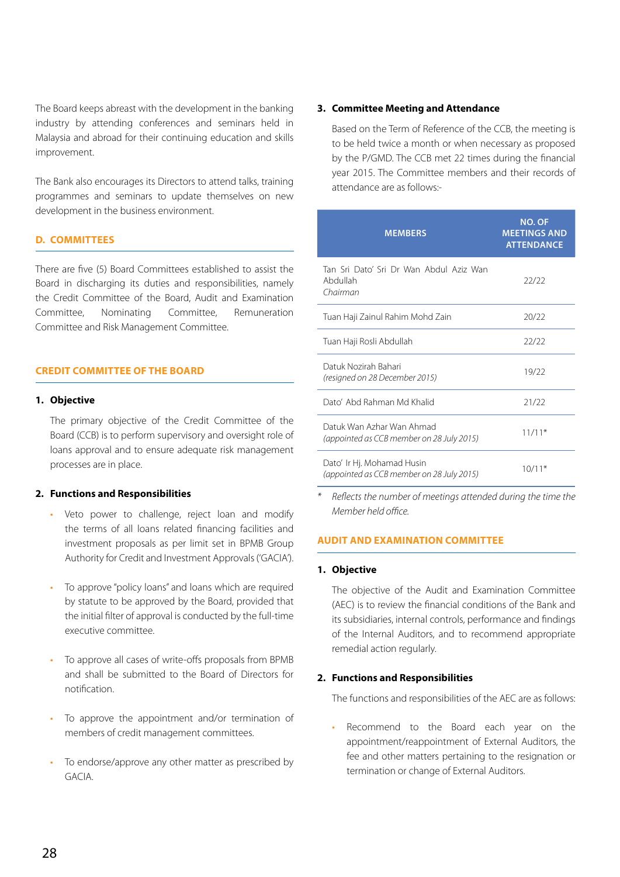The Board keeps abreast with the development in the banking industry by attending conferences and seminars held in Malaysia and abroad for their continuing education and skills improvement.

The Bank also encourages its Directors to attend talks, training programmes and seminars to update themselves on new development in the business environment.

## D. COMMITTEES

There are five (5) Board Committees established to assist the Board in discharging its duties and responsibilities, namely the Credit Committee of the Board, Audit and Examination Committee, Nominating Committee, Remuneration Committee and Risk Management Committee.

### CREDIT COMMITTEE OF THE BOARD

**1. Objective**

The primary objective of the Credit Committee of the Board (CCB) is to perform supervisory and oversight role of loans approval and to ensure adequate risk management processes are in place.

**2. Functions and Responsibilities**

- Veto power to challenge, reject loan and modify the terms of all loans related financing facilities and investment proposals as per limit set in BPMB Group Authority for Credit and Investment Approvals ('GACIA').
- To approve "policy loans" and loans which are required by statute to be approved by the Board, provided that the initial filter of approval is conducted by the full-time executive committee.
- To approve all cases of write-offs proposals from BPMB and shall be submitted to the Board of Directors for notification.
- To approve the appointment and/or termination of members of credit management committees.
- To endorse/approve any other matter as prescribed by GACIA.

**3. Committee Meeting and Attendance**

Based on the Term of Reference of the CCB, the meeting is to be held twice a month or when necessary as proposed by the P/GMD. The CCB met 22 times during the financial year 2015. The Committee members and their records of attendance are as follows:-

| MEMBERS | NO. OF MEETINGS AND ATTENDANCE |
|---|---|
| Tan Sri Dato' Sri Dr Wan Abdul Aziz Wan Abdullah *Chairman* | 22/22 |
| Tuan Haji Zainul Rahim Mohd Zain | 20/22 |
| Tuan Haji Rosli Abdullah | 22/22 |
| Datuk Nozirah Bahari *(resigned on 28 December 2015)* | 19/22 |
| Dato' Abd Rahman Md Khalid | 21/22 |
| Datuk Wan Azhar Wan Ahmad *(appointed as CCB member on 28 July 2015)* | 11/11* |
| Dato' Ir Hj. Mohamad Husin *(appointed as CCB member on 28 July 2015)* | 10/11* |

\* *Reflects the number of meetings attended during the time the Member held office.*

### AUDIT AND EXAMINATION COMMITTEE

**1. Objective**

The objective of the Audit and Examination Committee (AEC) is to review the financial conditions of the Bank and its subsidiaries, internal controls, performance and findings of the Internal Auditors, and to recommend appropriate remedial action regularly.

**2. Functions and Responsibilities**

The functions and responsibilities of the AEC are as follows:

- Recommend to the Board each year on the appointment/reappointment of External Auditors, the fee and other matters pertaining to the resignation or termination or change of External Auditors.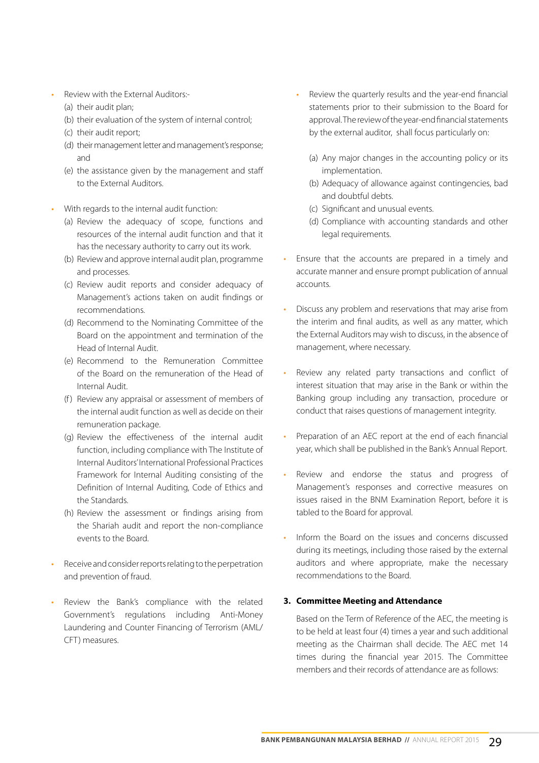- Review with the External Auditors:-
  (a) their audit plan;
  (b) their evaluation of the system of internal control;
  (c) their audit report;
  (d) their management letter and management's response; and
  (e) the assistance given by the management and staff to the External Auditors.

- With regards to the internal audit function:
  (a) Review the adequacy of scope, functions and resources of the internal audit function and that it has the necessary authority to carry out its work.
  (b) Review and approve internal audit plan, programme and processes.
  (c) Review audit reports and consider adequacy of Management's actions taken on audit findings or recommendations.
  (d) Recommend to the Nominating Committee of the Board on the appointment and termination of the Head of Internal Audit.
  (e) Recommend to the Remuneration Committee of the Board on the remuneration of the Head of Internal Audit.
  (f) Review any appraisal or assessment of members of the internal audit function as well as decide on their remuneration package.
  (g) Review the effectiveness of the internal audit function, including compliance with The Institute of Internal Auditors' International Professional Practices Framework for Internal Auditing consisting of the Definition of Internal Auditing, Code of Ethics and the Standards.
  (h) Review the assessment or findings arising from the Shariah audit and report the non-compliance events to the Board.

- Receive and consider reports relating to the perpetration and prevention of fraud.

- Review the Bank's compliance with the related Government's regulations including Anti-Money Laundering and Counter Financing of Terrorism (AML/CFT) measures.

- Review the quarterly results and the year-end financial statements prior to their submission to the Board for approval. The review of the year-end financial statements by the external auditor, shall focus particularly on:

  (a) Any major changes in the accounting policy or its implementation.
  (b) Adequacy of allowance against contingencies, bad and doubtful debts.
  (c) Significant and unusual events.
  (d) Compliance with accounting standards and other legal requirements.

- Ensure that the accounts are prepared in a timely and accurate manner and ensure prompt publication of annual accounts.

- Discuss any problem and reservations that may arise from the interim and final audits, as well as any matter, which the External Auditors may wish to discuss, in the absence of management, where necessary.

- Review any related party transactions and conflict of interest situation that may arise in the Bank or within the Banking group including any transaction, procedure or conduct that raises questions of management integrity.

- Preparation of an AEC report at the end of each financial year, which shall be published in the Bank's Annual Report.

- Review and endorse the status and progress of Management's responses and corrective measures on issues raised in the BNM Examination Report, before it is tabled to the Board for approval.

- Inform the Board on the issues and concerns discussed during its meetings, including those raised by the external auditors and where appropriate, make the necessary recommendations to the Board.

**3. Committee Meeting and Attendance**

Based on the Term of Reference of the AEC, the meeting is to be held at least four (4) times a year and such additional meeting as the Chairman shall decide. The AEC met 14 times during the financial year 2015. The Committee members and their records of attendance are as follows: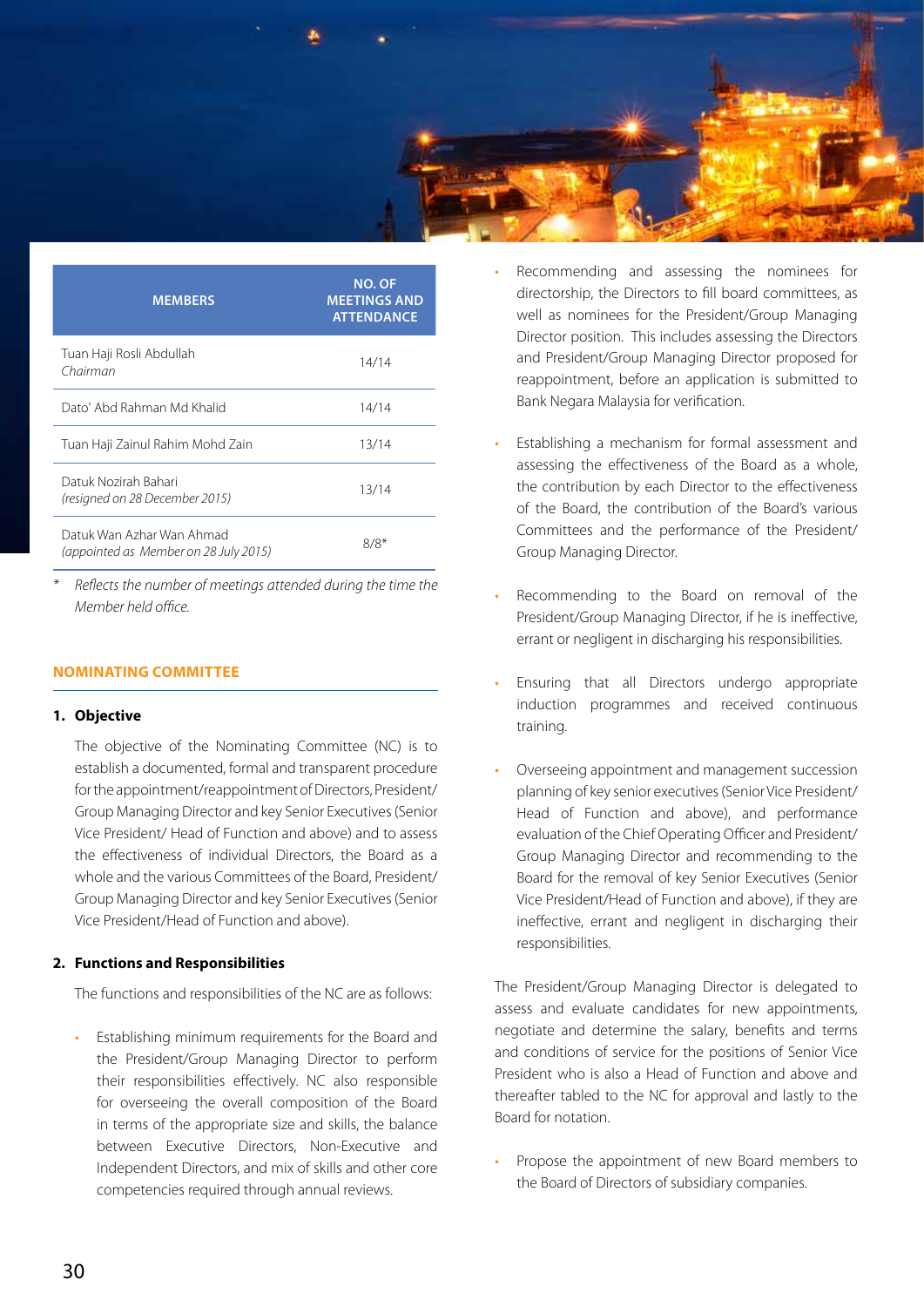| MEMBERS | NO. OF MEETINGS AND ATTENDANCE |
|---|---|
| Tuan Haji Rosli Abdullah *Chairman* | 14/14 |
| Dato' Abd Rahman Md Khalid | 14/14 |
| Tuan Haji Zainul Rahim Mohd Zain | 13/14 |
| Datuk Nozirah Bahari *(resigned on 28 December 2015)* | 13/14 |
| Datuk Wan Azhar Wan Ahmad *(appointed as Member on 28 July 2015)* | 8/8* |

\* *Reflects the number of meetings attended during the time the Member held office.*

## NOMINATING COMMITTEE

### 1. Objective

The objective of the Nominating Committee (NC) is to establish a documented, formal and transparent procedure for the appointment/reappointment of Directors, President/Group Managing Director and key Senior Executives (Senior Vice President/ Head of Function and above) and to assess the effectiveness of individual Directors, the Board as a whole and the various Committees of the Board, President/Group Managing Director and key Senior Executives (Senior Vice President/Head of Function and above).

### 2. Functions and Responsibilities

The functions and responsibilities of the NC are as follows:

- Establishing minimum requirements for the Board and the President/Group Managing Director to perform their responsibilities effectively. NC also responsible for overseeing the overall composition of the Board in terms of the appropriate size and skills, the balance between Executive Directors, Non-Executive and Independent Directors, and mix of skills and other core competencies required through annual reviews.
- Recommending and assessing the nominees for directorship, the Directors to fill board committees, as well as nominees for the President/Group Managing Director position. This includes assessing the Directors and President/Group Managing Director proposed for reappointment, before an application is submitted to Bank Negara Malaysia for verification.
- Establishing a mechanism for formal assessment and assessing the effectiveness of the Board as a whole, the contribution by each Director to the effectiveness of the Board, the contribution of the Board's various Committees and the performance of the President/ Group Managing Director.
- Recommending to the Board on removal of the President/Group Managing Director, if he is ineffective, errant or negligent in discharging his responsibilities.
- Ensuring that all Directors undergo appropriate induction programmes and received continuous training.
- Overseeing appointment and management succession planning of key senior executives (Senior Vice President/ Head of Function and above), and performance evaluation of the Chief Operating Officer and President/ Group Managing Director and recommending to the Board for the removal of key Senior Executives (Senior Vice President/Head of Function and above), if they are ineffective, errant and negligent in discharging their responsibilities.

The President/Group Managing Director is delegated to assess and evaluate candidates for new appointments, negotiate and determine the salary, benefits and terms and conditions of service for the positions of Senior Vice President who is also a Head of Function and above and thereafter tabled to the NC for approval and lastly to the Board for notation.

- Propose the appointment of new Board members to the Board of Directors of subsidiary companies.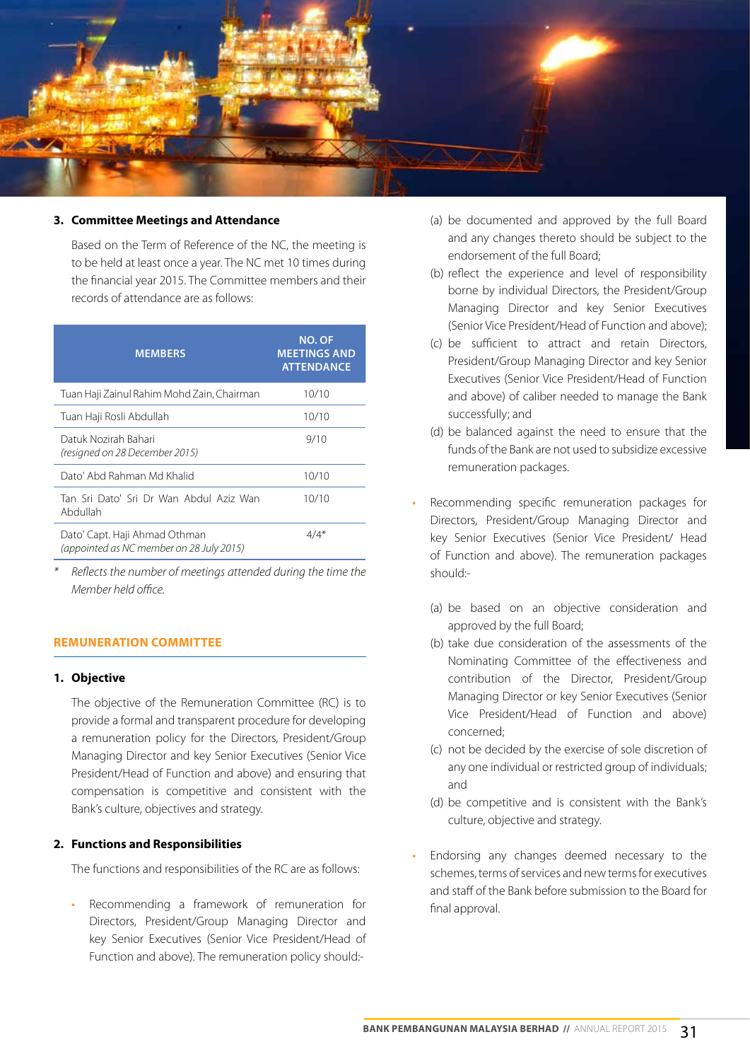### 3. Committee Meetings and Attendance

Based on the Term of Reference of the NC, the meeting is to be held at least once a year. The NC met 10 times during the financial year 2015. The Committee members and their records of attendance are as follows:

| MEMBERS | NO. OF MEETINGS AND ATTENDANCE |
|---|---|
| Tuan Haji Zainul Rahim Mohd Zain, Chairman | 10/10 |
| Tuan Haji Rosli Abdullah | 10/10 |
| Datuk Nozirah Bahari *(resigned on 28 December 2015)* | 9/10 |
| Dato' Abd Rahman Md Khalid | 10/10 |
| Tan Sri Dato' Sri Dr Wan Abdul Aziz Wan Abdullah | 10/10 |
| Dato' Capt. Haji Ahmad Othman *(appointed as NC member on 28 July 2015)* | 4/4* |

\* *Reflects the number of meetings attended during the time the Member held office.*

## REMUNERATION COMMITTEE

### 1. Objective

The objective of the Remuneration Committee (RC) is to provide a formal and transparent procedure for developing a remuneration policy for the Directors, President/Group Managing Director and key Senior Executives (Senior Vice President/Head of Function and above) and ensuring that compensation is competitive and consistent with the Bank's culture, objectives and strategy.

### 2. Functions and Responsibilities

The functions and responsibilities of the RC are as follows:

- Recommending a framework of remuneration for Directors, President/Group Managing Director and key Senior Executives (Senior Vice President/Head of Function and above). The remuneration policy should:-

  (a) be documented and approved by the full Board and any changes thereto should be subject to the endorsement of the full Board;

  (b) reflect the experience and level of responsibility borne by individual Directors, the President/Group Managing Director and key Senior Executives (Senior Vice President/Head of Function and above);

  (c) be sufficient to attract and retain Directors, President/Group Managing Director and key Senior Executives (Senior Vice President/Head of Function and above) of caliber needed to manage the Bank successfully; and

  (d) be balanced against the need to ensure that the funds of the Bank are not used to subsidize excessive remuneration packages.

- Recommending specific remuneration packages for Directors, President/Group Managing Director and key Senior Executives (Senior Vice President/ Head of Function and above). The remuneration packages should:-

  (a) be based on an objective consideration and approved by the full Board;

  (b) take due consideration of the assessments of the Nominating Committee of the effectiveness and contribution of the Director, President/Group Managing Director or key Senior Executives (Senior Vice President/Head of Function and above) concerned;

  (c) not be decided by the exercise of sole discretion of any one individual or restricted group of individuals; and

  (d) be competitive and is consistent with the Bank's culture, objective and strategy.

- Endorsing any changes deemed necessary to the schemes, terms of services and new terms for executives and staff of the Bank before submission to the Board for final approval.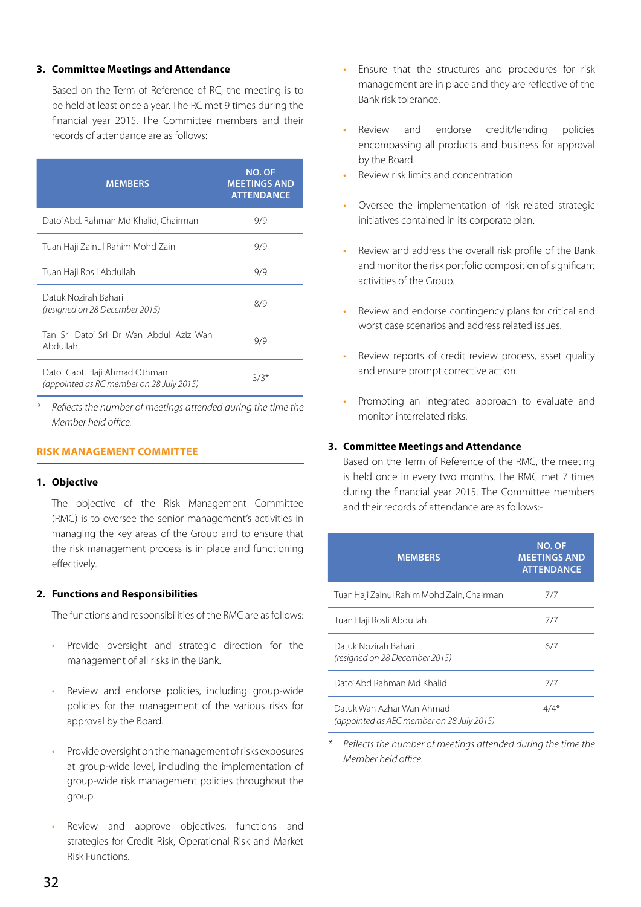### 3. Committee Meetings and Attendance

Based on the Term of Reference of RC, the meeting is to be held at least once a year. The RC met 9 times during the financial year 2015. The Committee members and their records of attendance are as follows:

| MEMBERS | NO. OF MEETINGS AND ATTENDANCE |
|---|---|
| Dato' Abd. Rahman Md Khalid, Chairman | 9/9 |
| Tuan Haji Zainul Rahim Mohd Zain | 9/9 |
| Tuan Haji Rosli Abdullah | 9/9 |
| Datuk Nozirah Bahari *(resigned on 28 December 2015)* | 8/9 |
| Tan Sri Dato' Sri Dr Wan Abdul Aziz Wan Abdullah | 9/9 |
| Dato' Capt. Haji Ahmad Othman *(appointed as RC member on 28 July 2015)* | 3/3* |

\* *Reflects the number of meetings attended during the time the Member held office.*

## RISK MANAGEMENT COMMITTEE

### 1. Objective

The objective of the Risk Management Committee (RMC) is to oversee the senior management's activities in managing the key areas of the Group and to ensure that the risk management process is in place and functioning effectively.

### 2. Functions and Responsibilities

The functions and responsibilities of the RMC are as follows:

- Provide oversight and strategic direction for the management of all risks in the Bank.
- Review and endorse policies, including group-wide policies for the management of the various risks for approval by the Board.
- Provide oversight on the management of risks exposures at group-wide level, including the implementation of group-wide risk management policies throughout the group.
- Review and approve objectives, functions and strategies for Credit Risk, Operational Risk and Market Risk Functions.
- Ensure that the structures and procedures for risk management are in place and they are reflective of the Bank risk tolerance.
- Review and endorse credit/lending policies encompassing all products and business for approval by the Board.
- Review risk limits and concentration.
- Oversee the implementation of risk related strategic initiatives contained in its corporate plan.
- Review and address the overall risk profile of the Bank and monitor the risk portfolio composition of significant activities of the Group.
- Review and endorse contingency plans for critical and worst case scenarios and address related issues.
- Review reports of credit review process, asset quality and ensure prompt corrective action.
- Promoting an integrated approach to evaluate and monitor interrelated risks.

### 3. Committee Meetings and Attendance

Based on the Term of Reference of the RMC, the meeting is held once in every two months. The RMC met 7 times during the financial year 2015. The Committee members and their records of attendance are as follows:-

| MEMBERS | NO. OF MEETINGS AND ATTENDANCE |
|---|---|
| Tuan Haji Zainul Rahim Mohd Zain, Chairman | 7/7 |
| Tuan Haji Rosli Abdullah | 7/7 |
| Datuk Nozirah Bahari *(resigned on 28 December 2015)* | 6/7 |
| Dato' Abd Rahman Md Khalid | 7/7 |
| Datuk Wan Azhar Wan Ahmad *(appointed as AEC member on 28 July 2015)* | 4/4* |

\* *Reflects the number of meetings attended during the time the Member held office.*